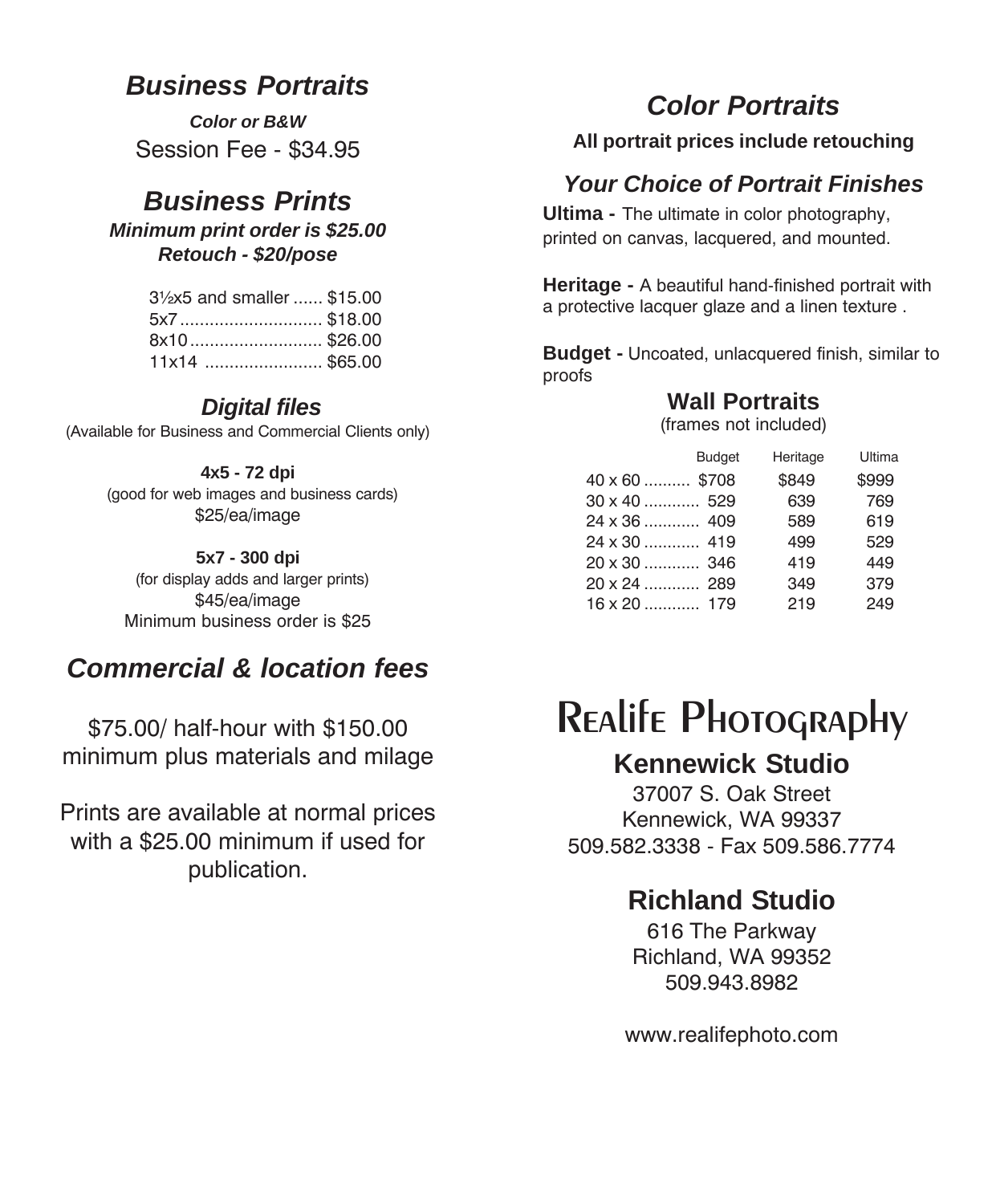## *Business Portraits*

***Color or B&W***

Session Fee - $34.95

## *Business Prints*

***Minimum print order is $25.00***

***Retouch - $20/pose***

| Size | Price |
|---|---|
| 3½x5 and smaller | $15.00 |
| 5x7 | $18.00 |
| 8x10 | $26.00 |
| 11x14 | $65.00 |

### *Digital files*

(Available for Business and Commercial Clients only)

**4x5 - 72 dpi**
(good for web images and business cards)
$25/ea/image

**5x7 - 300 dpi**
(for display adds and larger prints)
$45/ea/image
Minimum business order is $25

## *Commercial & location fees*

$75.00/ half-hour with $150.00 minimum plus materials and milage

Prints are available at normal prices with a $25.00 minimum if used for publication.

## *Color Portraits*

**All portrait prices include retouching**

### *Your Choice of Portrait Finishes*

**Ultima -** The ultimate in color photography, printed on canvas, lacquered, and mounted.

**Heritage -** A beautiful hand-finished portrait with a protective lacquer glaze and a linen texture .

**Budget -** Uncoated, unlacquered finish, similar to proofs

### Wall Portraits

(frames not included)

| Size | Budget | Heritage | Ultima |
|---|---|---|---|
| 40 x 60 | $708 | $849 | $999 |
| 30 x 40 | 529 | 639 | 769 |
| 24 x 36 | 409 | 589 | 619 |
| 24 x 30 | 419 | 499 | 529 |
| 20 x 30 | 346 | 419 | 449 |
| 20 x 24 | 289 | 349 | 379 |
| 16 x 20 | 179 | 219 | 249 |

# Realife Photography

### Kennewick Studio

37007 S. Oak Street
Kennewick, WA 99337
509.582.3338 - Fax 509.586.7774

### Richland Studio

616 The Parkway
Richland, WA 99352
509.943.8982

www.realifephoto.com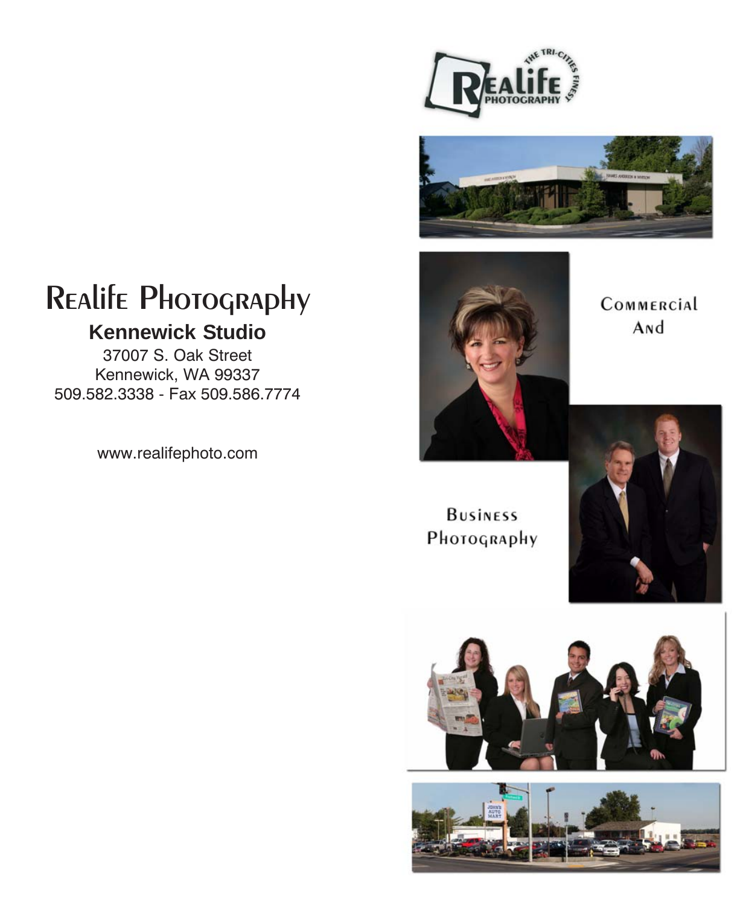# Realife Photography

## Kennewick Studio

37007 S. Oak Street
Kennewick, WA 99337
509.582.3338 - Fax 509.586.7774

www.realifephoto.com

Commercial And Business Photography